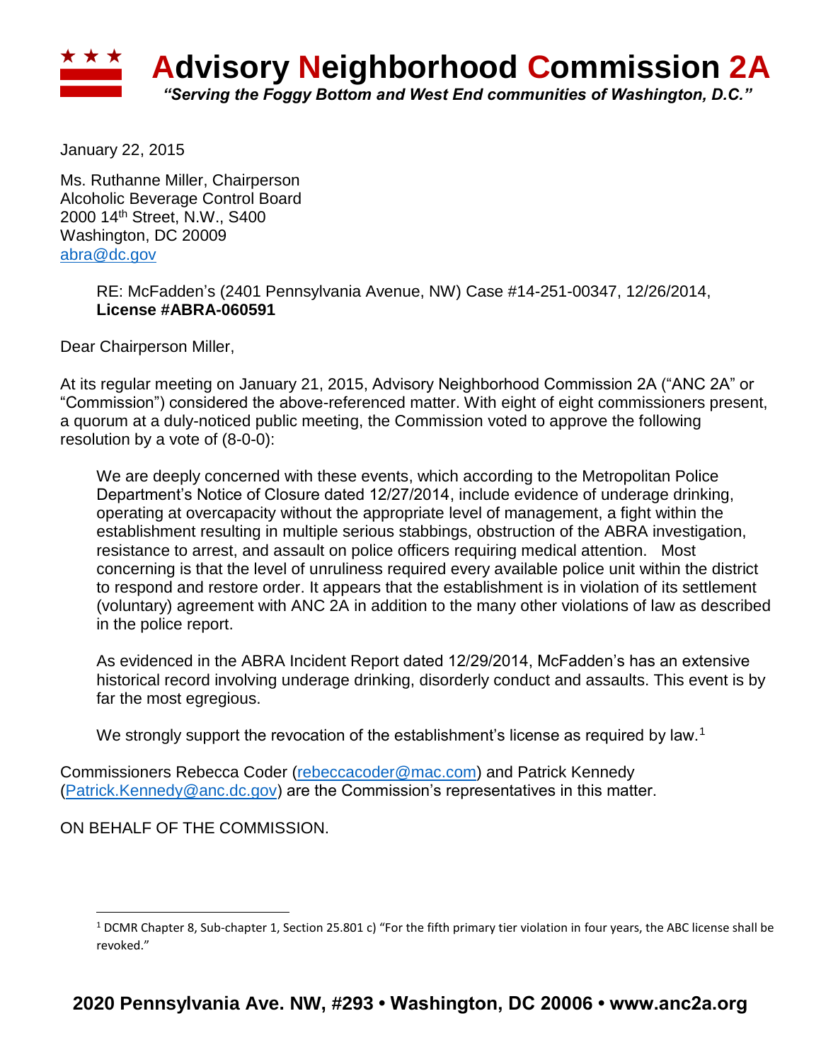# Advisory Neighborhood Commission 2A

*"Serving the Foggy Bottom and West End communities of Washington, D.C."*

January 22, 2015

Ms. Ruthanne Miller, Chairperson
Alcoholic Beverage Control Board
2000 14th Street, N.W., S400
Washington, DC 20009
abra@dc.gov

> RE: McFadden's (2401 Pennsylvania Avenue, NW) Case #14-251-00347, 12/26/2014, **License #ABRA-060591**

Dear Chairperson Miller,

At its regular meeting on January 21, 2015, Advisory Neighborhood Commission 2A ("ANC 2A" or "Commission") considered the above-referenced matter. With eight of eight commissioners present, a quorum at a duly-noticed public meeting, the Commission voted to approve the following resolution by a vote of (8-0-0):

> We are deeply concerned with these events, which according to the Metropolitan Police Department's Notice of Closure dated 12/27/2014, include evidence of underage drinking, operating at overcapacity without the appropriate level of management, a fight within the establishment resulting in multiple serious stabbings, obstruction of the ABRA investigation, resistance to arrest, and assault on police officers requiring medical attention. Most concerning is that the level of unruliness required every available police unit within the district to respond and restore order. It appears that the establishment is in violation of its settlement (voluntary) agreement with ANC 2A in addition to the many other violations of law as described in the police report.
>
> As evidenced in the ABRA Incident Report dated 12/29/2014, McFadden's has an extensive historical record involving underage drinking, disorderly conduct and assaults. This event is by far the most egregious.
>
> We strongly support the revocation of the establishment's license as required by law.[1]

Commissioners Rebecca Coder (rebeccacoder@mac.com) and Patrick Kennedy (Patrick.Kennedy@anc.dc.gov) are the Commission's representatives in this matter.

ON BEHALF OF THE COMMISSION.

---

[1] DCMR Chapter 8, Sub-chapter 1, Section 25.801 c) "For the fifth primary tier violation in four years, the ABC license shall be revoked."

**2020 Pennsylvania Ave. NW, #293 • Washington, DC 20006 • www.anc2a.org**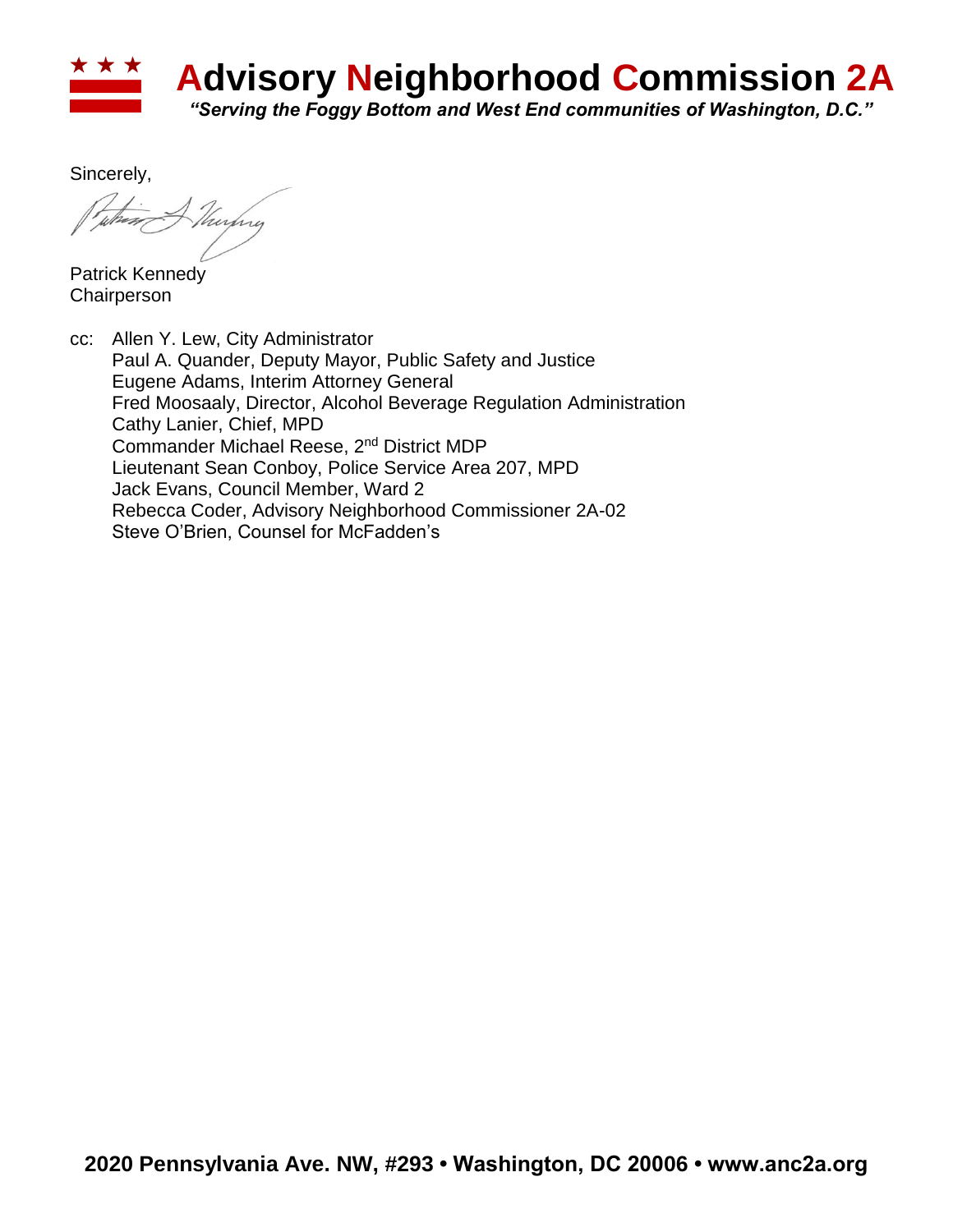Sincerely,

Patrick Kennedy
Chairperson

cc: Allen Y. Lew, City Administrator
Paul A. Quander, Deputy Mayor, Public Safety and Justice
Eugene Adams, Interim Attorney General
Fred Moosaaly, Director, Alcohol Beverage Regulation Administration
Cathy Lanier, Chief, MPD
Commander Michael Reese, 2nd District MDP
Lieutenant Sean Conboy, Police Service Area 207, MPD
Jack Evans, Council Member, Ward 2
Rebecca Coder, Advisory Neighborhood Commissioner 2A-02
Steve O'Brien, Counsel for McFadden's